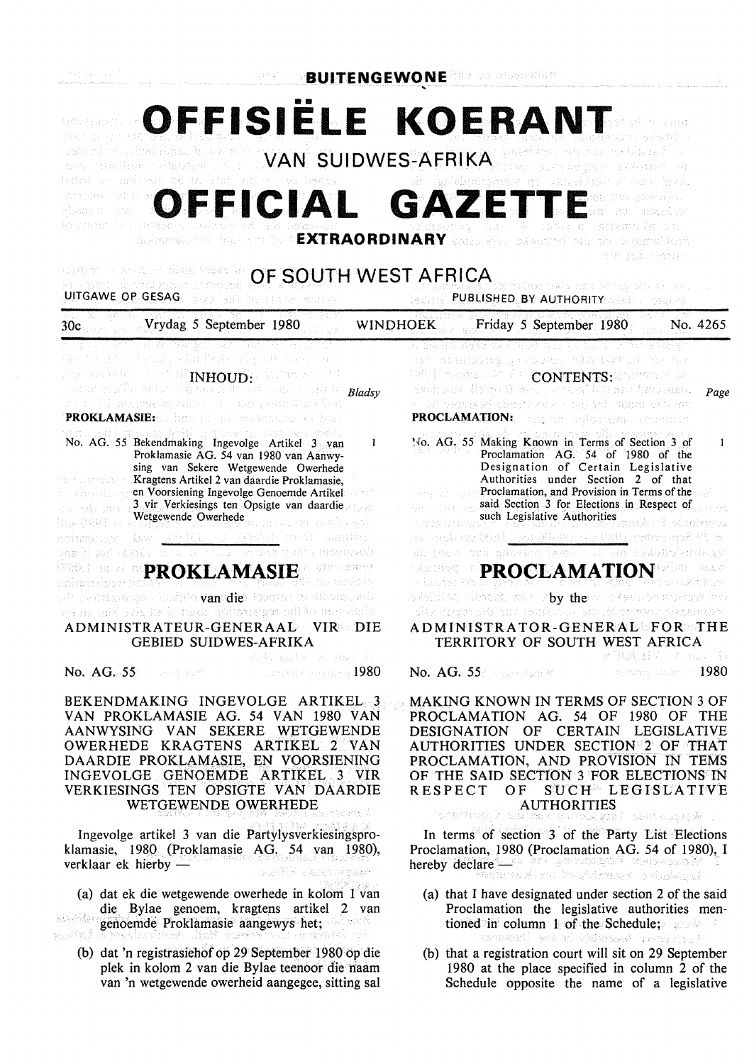**BUITENGEWONE**

# OFFISIËLE KOERANT

VAN SUIDWES-AFRIKA

# OFFICIAL GAZETTE

**EXTRAORDINARY**

OF SOUTH WEST AFRICA

UITGAWE OP GESAG — PUBLISHED BY AUTHORITY

30c — Vrydag 5 September 1980 — WINDHOEK — Friday 5 September 1980 — No. 4265

## INHOUD:

*Bladsy*

**PROKLAMASIE:**

No. AG. 55 Bekendmaking Ingevolge Artikel 3 van Proklamasie AG. 54 van 1980 van Aanwysing van Sekere Wetgewende Owerhede Kragtens Artikel 2 van daardie Proklamasie, en Voorsiening Ingevolge Genoemde Artikel 3 vir Verkiesings ten Opsigte van daardie Wetgewende Owerhede — 1

# PROKLAMASIE

van die

ADMINISTRATEUR-GENERAAL VIR DIE GEBIED SUIDWES-AFRIKA

No. AG. 55 — 1980

BEKENDMAKING INGEVOLGE ARTIKEL 3 VAN PROKLAMASIE AG. 54 VAN 1980 VAN AANWYSING VAN SEKERE WETGEWENDE OWERHEDE KRAGTENS ARTIKEL 2 VAN DAARDIE PROKLAMASIE, EN VOORSIENING INGEVOLGE GENOEMDE ARTIKEL 3 VIR VERKIESINGS TEN OPSIGTE VAN DAARDIE WETGEWENDE OWERHEDE

Ingevolge artikel 3 van die Partylysverkiesingsproklamasie, 1980 (Proklamasie AG. 54 van 1980), verklaar ek hierby —

(a) dat ek die wetgewende owerhede in kolom 1 van die Bylae genoem, kragtens artikel 2 van genoemde Proklamasie aangewys het;

(b) dat 'n registrasiehof op 29 September 1980 op die plek in kolom 2 van die Bylae teenoor die naam van 'n wetgewende owerheid aangegee, sitting sal

## CONTENTS:

*Page*

**PROCLAMATION:**

No. AG. 55 Making Known in Terms of Section 3 of Proclamation AG. 54 of 1980 of the Designation of Certain Legislative Authorities under Section 2 of that Proclamation, and Provision in Terms of the said Section 3 for Elections in Respect of such Legislative Authorities — 1

# PROCLAMATION

by the

ADMINISTRATOR-GENERAL FOR THE TERRITORY OF SOUTH WEST AFRICA

No. AG. 55 — 1980

MAKING KNOWN IN TERMS OF SECTION 3 OF PROCLAMATION AG. 54 OF 1980 OF THE DESIGNATION OF CERTAIN LEGISLATIVE AUTHORITIES UNDER SECTION 2 OF THAT PROCLAMATION, AND PROVISION IN TEMS OF THE SAID SECTION 3 FOR ELECTIONS IN RESPECT OF SUCH LEGISLATIVE AUTHORITIES

In terms of section 3 of the Party List Elections Proclamation, 1980 (Proclamation AG. 54 of 1980), I hereby declare —

(a) that I have designated under section 2 of the said Proclamation the legislative authorities mentioned in column 1 of the Schedule;

(b) that a registration court will sit on 29 September 1980 at the place specified in column 2 of the Schedule opposite the name of a legislative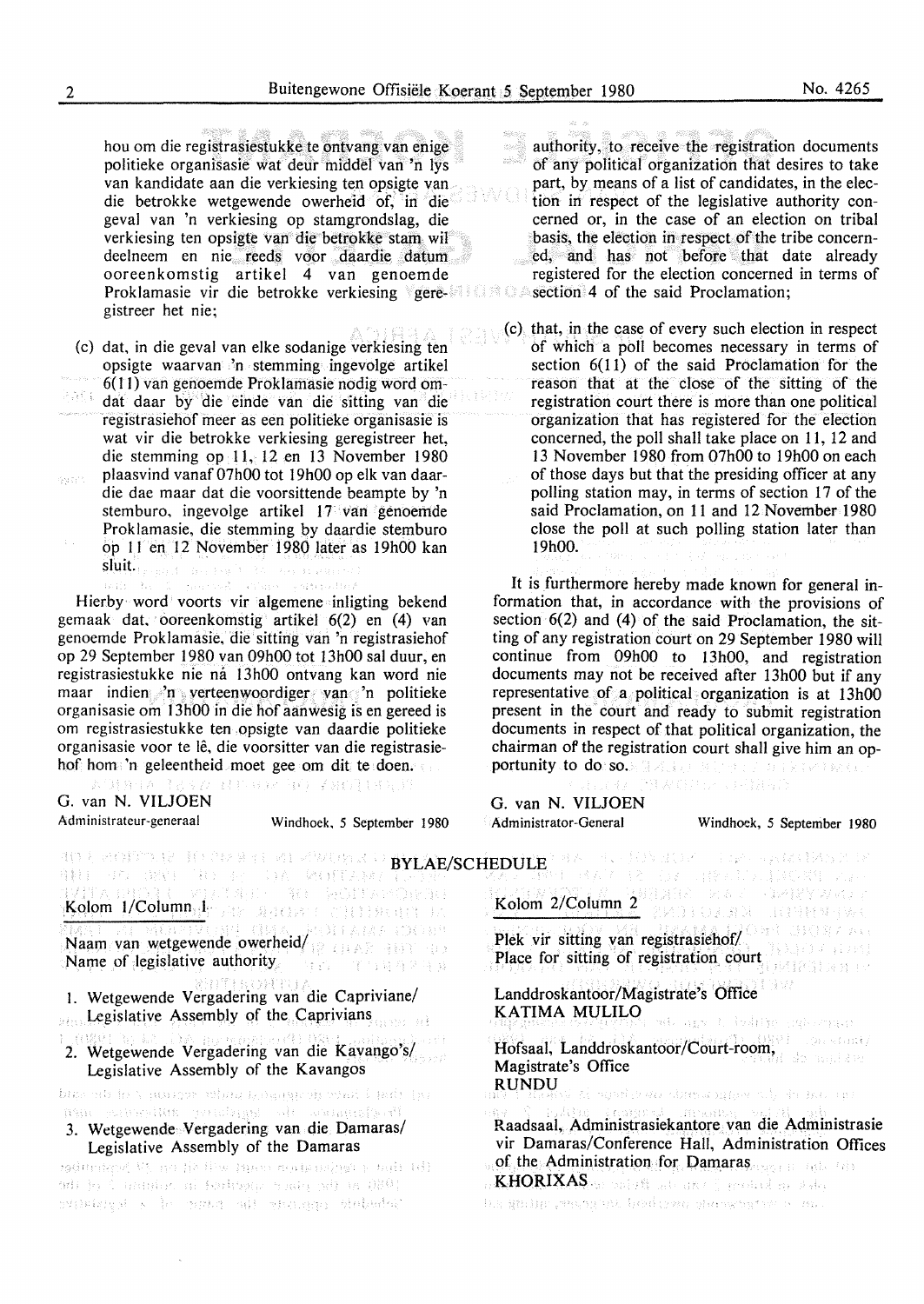hou om die registrasiestukke te ontvang van enige politieke organisasie wat deur middel van 'n lys van kandidate aan die verkiesing ten opsigte van die betrokke wetgewende owerheid of, in die geval van 'n verkiesing op stamgrondslag, die verkiesing ten opsigte van die betrokke stam wil deelneem en nie reeds voor daardie datum ooreenkomstig artikel 4 van genoemde Proklamasie vir die betrokke verkiesing geregistreer het nie;

(c) dat, in die geval van elke sodanige verkiesing ten opsigte waarvan 'n stemming ingevolge artikel 6(11) van genoemde Proklamasie nodig word omdat daar by die einde van die sitting van die registrasiehof meer as een politieke organisasie is wat vir die betrokke verkiesing geregistreer het, die stemming op 11, 12 en 13 November 1980 plaasvind vanaf 07h00 tot 19h00 op elk van daardie dae maar dat die voorsittende beampte by 'n stemburo, ingevolge artikel 17 van genoemde Proklamasie, die stemming by daardie stemburo op 11 en 12 November 1980 later as 19h00 kan sluit.

Hierby word voorts vir algemene inligting bekend gemaak dat, ooreenkomstig artikel 6(2) en (4) van genoemde Proklamasie, die sitting van 'n registrasiehof op 29 September 1980 van 09h00 tot 13h00 sal duur, en registrasiestukke nie ná 13h00 ontvang kan word nie maar indien 'n verteenwoordiger van 'n politieke organisasie om 13h00 in die hof aanwesig is en gereed is om registrasiestukke ten opsigte van daardie politieke organisasie voor te lê, die voorsitter van die registrasiehof hom 'n geleentheid moet gee om dit te doen.

G. van N. VILJOEN
Administrateur-generaal — Windhoek, 5 September 1980

authority, to receive the registration documents of any political organization that desires to take part, by means of a list of candidates, in the election in respect of the legislative authority concerned or, in the case of an election on tribal basis, the election in respect of the tribe concerned, and has not before that date already registered for the election concerned in terms of section 4 of the said Proclamation;

(c) that, in the case of every such election in respect of which a poll becomes necessary in terms of section 6(11) of the said Proclamation for the reason that at the close of the sitting of the registration court there is more than one political organization that has registered for the election concerned, the poll shall take place on 11, 12 and 13 November 1980 from 07h00 to 19h00 on each of those days but that the presiding officer at any polling station may, in terms of section 17 of the said Proclamation, on 11 and 12 November 1980 close the poll at such polling station later than 19h00.

It is furthermore hereby made known for general information that, in accordance with the provisions of section 6(2) and (4) of the said Proclamation, the sitting of any registration court on 29 September 1980 will continue from 09h00 to 13h00, and registration documents may not be received after 13h00 but if any representative of a political organization is at 13h00 present in the court and ready to submit registration documents in respect of that political organization, the chairman of the registration court shall give him an opportunity to do so.

G. van N. VILJOEN
Administrator-General — Windhoek, 5 September 1980

## BYLAE/SCHEDULE

| Kolom 1/Column 1<br>Naam van wetgewende owerheid/<br>Name of legislative authority | Kolom 2/Column 2<br>Plek vir sitting van registrasiehof/<br>Place for sitting of registration court |
|---|---|
| 1. Wetgewende Vergadering van die Capriviane/ Legislative Assembly of the Caprivians | Landdroskantoor/Magistrate's Office<br>KATIMA MULILO |
| 2. Wetgewende Vergadering van die Kavango's/ Legislative Assembly of the Kavangos | Hofsaal, Landdroskantoor/Court-room, Magistrate's Office<br>RUNDU |
| 3. Wetgewende Vergadering van die Damaras/ Legislative Assembly of the Damaras | Raadsaal, Administrasiekantore van die Administrasie vir Damaras/Conference Hall, Administration Offices of the Administration for Damaras<br>KHORIXAS |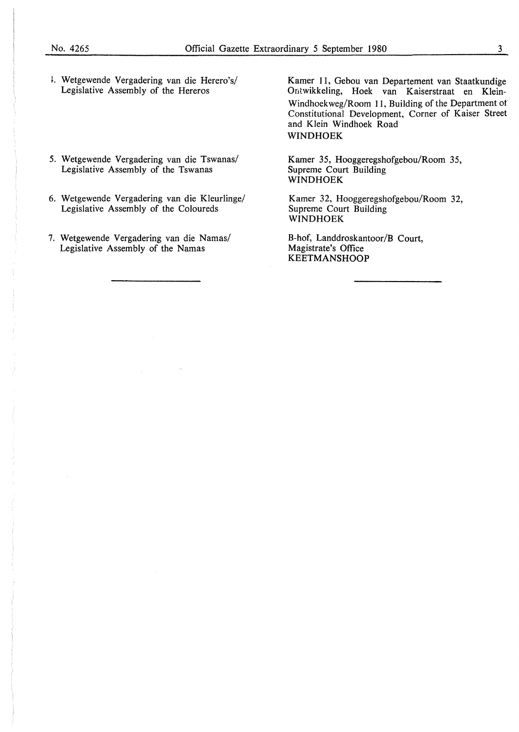| | |
|---|---|
| 4. Wetgewende Vergadering van die Herero's/ Legislative Assembly of the Hereros | Kamer 11, Gebou van Departement van Staatkundige Ontwikkeling, Hoek van Kaiserstraat en Klein-Windhoekweg/Room 11, Building of the Department of Constitutional Development, Corner of Kaiser Street and Klein Windhoek Road WINDHOEK |
| 5. Wetgewende Vergadering van die Tswanas/ Legislative Assembly of the Tswanas | Kamer 35, Hooggeregshofgebou/Room 35, Supreme Court Building WINDHOEK |
| 6. Wetgewende Vergadering van die Kleurlinge/ Legislative Assembly of the Coloureds | Kamer 32, Hooggeregshofgebou/Room 32, Supreme Court Building WINDHOEK |
| 7. Wetgewende Vergadering van die Namas/ Legislative Assembly of the Namas | B-hof, Landdroskantoor/B Court, Magistrate's Office KEETMANSHOOP |